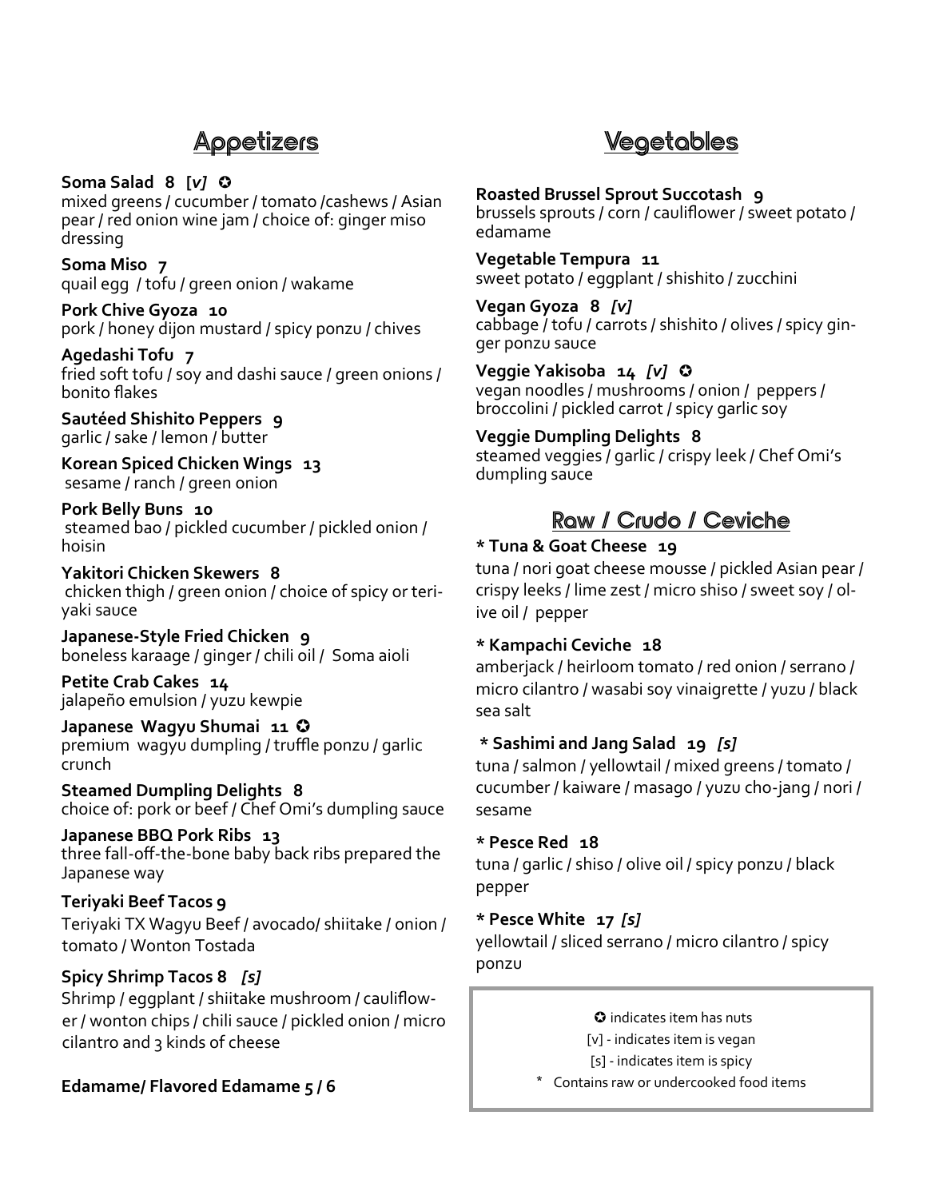## Appetizers

**Soma Salad 8 [v] ✪**
mixed greens / cucumber / tomato /cashews / Asian pear / red onion wine jam / choice of: ginger miso dressing

**Soma Miso 7**
quail egg / tofu / green onion / wakame

**Pork Chive Gyoza 10**
pork / honey dijon mustard / spicy ponzu / chives

**Agedashi Tofu 7**
fried soft tofu / soy and dashi sauce / green onions / bonito flakes

**Sautéed Shishito Peppers 9**
garlic / sake / lemon / butter

**Korean Spiced Chicken Wings 13**
sesame / ranch / green onion

**Pork Belly Buns 10**
steamed bao / pickled cucumber / pickled onion / hoisin

**Yakitori Chicken Skewers 8**
chicken thigh / green onion / choice of spicy or teriyaki sauce

**Japanese-Style Fried Chicken 9**
boneless karaage / ginger / chili oil / Soma aioli

**Petite Crab Cakes 14**
jalapeño emulsion / yuzu kewpie

**Japanese Wagyu Shumai 11 ✪**
premium wagyu dumpling / truffle ponzu / garlic crunch

**Steamed Dumpling Delights 8**
choice of: pork or beef / Chef Omi's dumpling sauce

**Japanese BBQ Pork Ribs 13**
three fall-off-the-bone baby back ribs prepared the Japanese way

**Teriyaki Beef Tacos 9**
Teriyaki TX Wagyu Beef / avocado/ shiitake / onion / tomato / Wonton Tostada

**Spicy Shrimp Tacos 8** *[s]*
Shrimp / eggplant / shiitake mushroom / cauliflower / wonton chips / chili sauce / pickled onion / micro cilantro and 3 kinds of cheese

**Edamame/ Flavored Edamame 5 / 6**

## Vegetables

**Roasted Brussel Sprout Succotash 9**
brussels sprouts / corn / cauliflower / sweet potato / edamame

**Vegetable Tempura 11**
sweet potato / eggplant / shishito / zucchini

**Vegan Gyoza 8** *[v]*
cabbage / tofu / carrots / shishito / olives / spicy ginger ponzu sauce

**Veggie Yakisoba 14** *[v]* ✪
vegan noodles / mushrooms / onion / peppers / broccolini / pickled carrot / spicy garlic soy

**Veggie Dumpling Delights 8**
steamed veggies / garlic / crispy leek / Chef Omi's dumpling sauce

## Raw / Crudo / Ceviche

**\* Tuna & Goat Cheese 19**
tuna / nori goat cheese mousse / pickled Asian pear / crispy leeks / lime zest / micro shiso / sweet soy / olive oil / pepper

**\* Kampachi Ceviche 18**
amberjack / heirloom tomato / red onion / serrano / micro cilantro / wasabi soy vinaigrette / yuzu / black sea salt

**\* Sashimi and Jang Salad 19** *[s]*
tuna / salmon / yellowtail / mixed greens / tomato / cucumber / kaiware / masago / yuzu cho-jang / nori / sesame

**\* Pesce Red 18**
tuna / garlic / shiso / olive oil / spicy ponzu / black pepper

**\* Pesce White 17** *[s]*
yellowtail / sliced serrano / micro cilantro / spicy ponzu

✪ indicates item has nuts
[v] - indicates item is vegan
[s] - indicates item is spicy
\* Contains raw or undercooked food items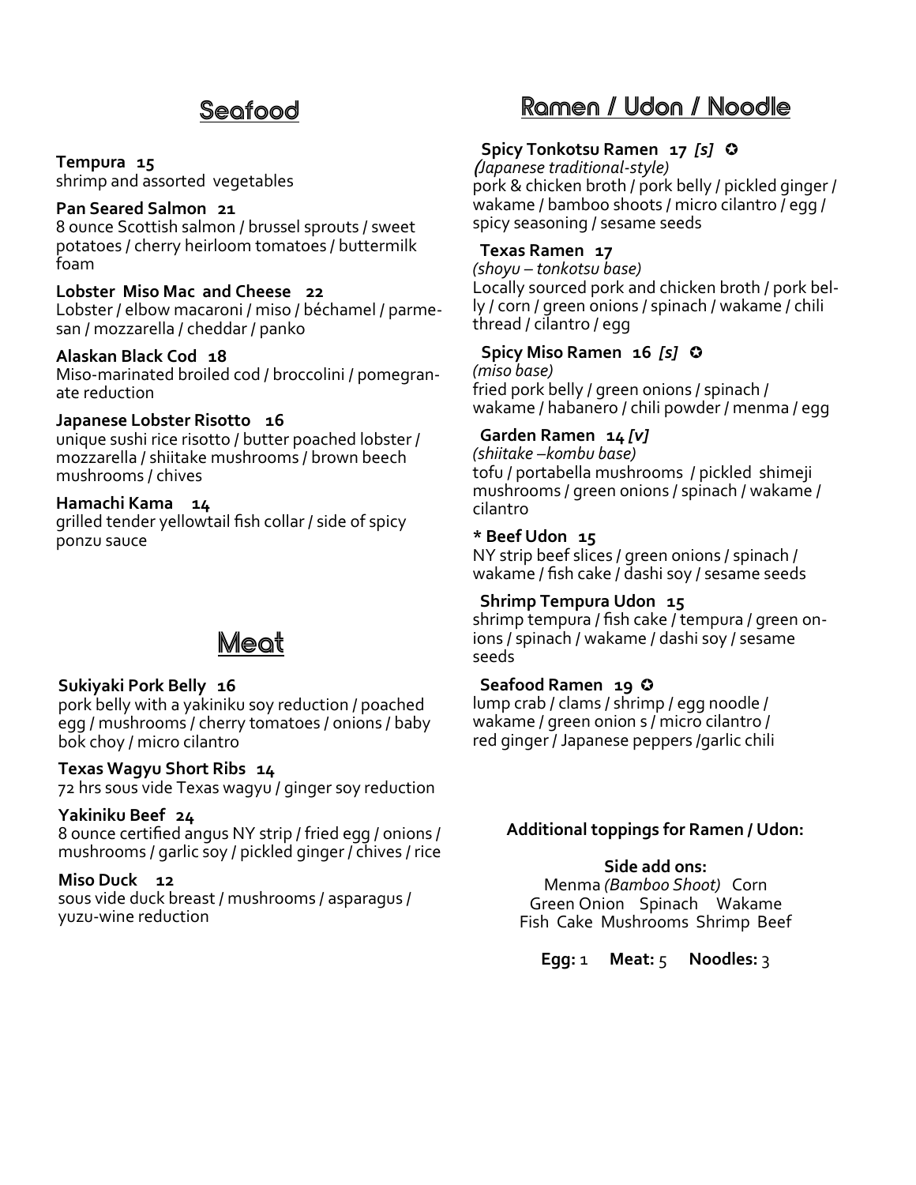## Seafood

**Tempura 15**
shrimp and assorted vegetables

**Pan Seared Salmon 21**
8 ounce Scottish salmon / brussel sprouts / sweet potatoes / cherry heirloom tomatoes / buttermilk foam

**Lobster Miso Mac and Cheese 22**
Lobster / elbow macaroni / miso / béchamel / parmesan / mozzarella / cheddar / panko

**Alaskan Black Cod 18**
Miso-marinated broiled cod / broccolini / pomegranate reduction

**Japanese Lobster Risotto 16**
unique sushi rice risotto / butter poached lobster / mozzarella / shiitake mushrooms / brown beech mushrooms / chives

**Hamachi Kama 14**
grilled tender yellowtail fish collar / side of spicy ponzu sauce

## Meat

**Sukiyaki Pork Belly 16**
pork belly with a yakiniku soy reduction / poached egg / mushrooms / cherry tomatoes / onions / baby bok choy / micro cilantro

**Texas Wagyu Short Ribs 14**
72 hrs sous vide Texas wagyu / ginger soy reduction

**Yakiniku Beef 24**
8 ounce certified angus NY strip / fried egg / onions / mushrooms / garlic soy / pickled ginger / chives / rice

**Miso Duck 12**
sous vide duck breast / mushrooms / asparagus / yuzu-wine reduction

## Ramen / Udon / Noodle

**Spicy Tonkotsu Ramen 17** ***[s]*** ✪
*(Japanese traditional-style)*
pork & chicken broth / pork belly / pickled ginger / wakame / bamboo shoots / micro cilantro / egg / spicy seasoning / sesame seeds

**Texas Ramen 17**
*(shoyu – tonkotsu base)*
Locally sourced pork and chicken broth / pork belly / corn / green onions / spinach / wakame / chili thread / cilantro / egg

**Spicy Miso Ramen 16** ***[s]*** ✪
*(miso base)*
fried pork belly / green onions / spinach / wakame / habanero / chili powder / menma / egg

**Garden Ramen 14** ***[v]***
*(shiitake –kombu base)*
tofu / portabella mushrooms / pickled shimeji mushrooms / green onions / spinach / wakame / cilantro

**\* Beef Udon 15**
NY strip beef slices / green onions / spinach / wakame / fish cake / dashi soy / sesame seeds

**Shrimp Tempura Udon 15**
shrimp tempura / fish cake / tempura / green onions / spinach / wakame / dashi soy / sesame seeds

**Seafood Ramen 19** ✪
lump crab / clams / shrimp / egg noodle / wakame / green onion s / micro cilantro / red ginger / Japanese peppers /garlic chili

**Additional toppings for Ramen / Udon:**

**Side add ons:**
Menma *(Bamboo Shoot)* Corn
Green Onion Spinach Wakame
Fish Cake Mushrooms Shrimp Beef

**Egg:** 1 **Meat:** 5 **Noodles:** 3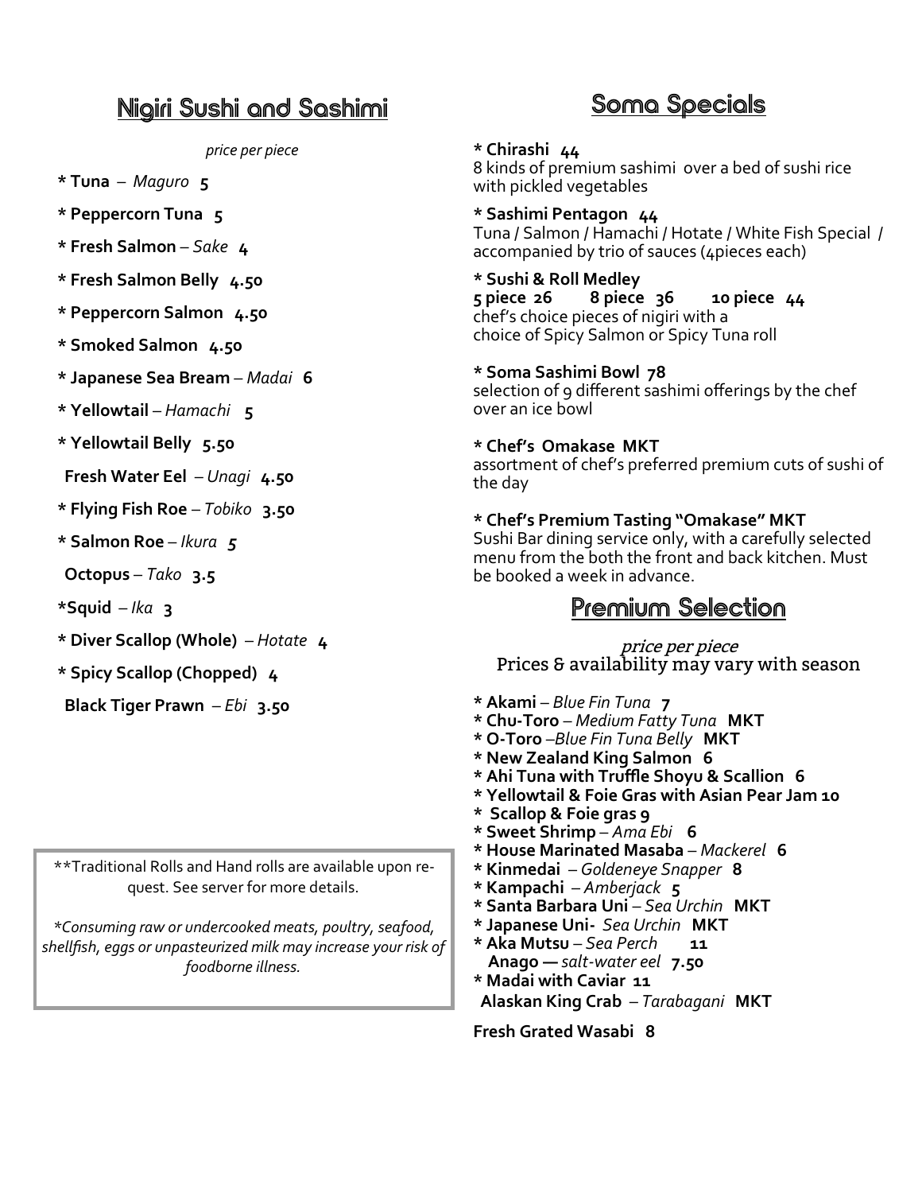## Nigiri Sushi and Sashimi

*price per piece*

**\* Tuna** – *Maguro* **5**

**\* Peppercorn Tuna 5**

**\* Fresh Salmon** – *Sake* **4**

**\* Fresh Salmon Belly 4.50**

**\* Peppercorn Salmon 4.50**

**\* Smoked Salmon 4.50**

**\* Japanese Sea Bream** – *Madai* **6**

**\* Yellowtail** – *Hamachi* **5**

**\* Yellowtail Belly 5.50**

**Fresh Water Eel** – *Unagi* **4.50**

**\* Flying Fish Roe** – *Tobiko* **3.50**

**\* Salmon Roe** – *Ikura* **5**

**Octopus** – *Tako* **3.5**

**\*Squid** – *Ika* **3**

**\* Diver Scallop (Whole)** – *Hotate* **4**

**\* Spicy Scallop (Chopped) 4**

**Black Tiger Prawn** – *Ebi* **3.50**

\*\*Traditional Rolls and Hand rolls are available upon request. See server for more details.

*\*Consuming raw or undercooked meats, poultry, seafood, shellfish, eggs or unpasteurized milk may increase your risk of foodborne illness.*

## Soma Specials

**\* Chirashi 44**
8 kinds of premium sashimi over a bed of sushi rice with pickled vegetables

**\* Sashimi Pentagon 44**
Tuna / Salmon / Hamachi / Hotate / White Fish Special / accompanied by trio of sauces (4pieces each)

**\* Sushi & Roll Medley**
**5 piece 26 8 piece 36 10 piece 44**
chef's choice pieces of nigiri with a choice of Spicy Salmon or Spicy Tuna roll

**\* Soma Sashimi Bowl 78**
selection of 9 different sashimi offerings by the chef over an ice bowl

**\* Chef's Omakase MKT**
assortment of chef's preferred premium cuts of sushi of the day

**\* Chef's Premium Tasting "Omakase" MKT**
Sushi Bar dining service only, with a carefully selected menu from the both the front and back kitchen. Must be booked a week in advance.

## Premium Selection

*price per piece*
Prices & availability may vary with season

**\* Akami** – *Blue Fin Tuna* **7**
**\* Chu-Toro** – *Medium Fatty Tuna* **MKT**
**\* O-Toro** – *Blue Fin Tuna Belly* **MKT**
**\* New Zealand King Salmon 6**
**\* Ahi Tuna with Truffle Shoyu & Scallion 6**
**\* Yellowtail & Foie Gras with Asian Pear Jam 10**
**\* Scallop & Foie gras 9**
**\* Sweet Shrimp** – *Ama Ebi* **6**
**\* House Marinated Masaba** – *Mackerel* **6**
**\* Kinmedai** – *Goldeneye Snapper* **8**
**\* Kampachi** – *Amberjack* **5**
**\* Santa Barbara Uni** – *Sea Urchin* **MKT**
**\* Japanese Uni-** *Sea Urchin* **MKT**
**\* Aka Mutsu** – *Sea Perch* **11**
**Anago —** *salt-water eel* **7.50**
**\* Madai with Caviar 11**
**Alaskan King Crab** – *Tarabagani* **MKT**

**Fresh Grated Wasabi 8**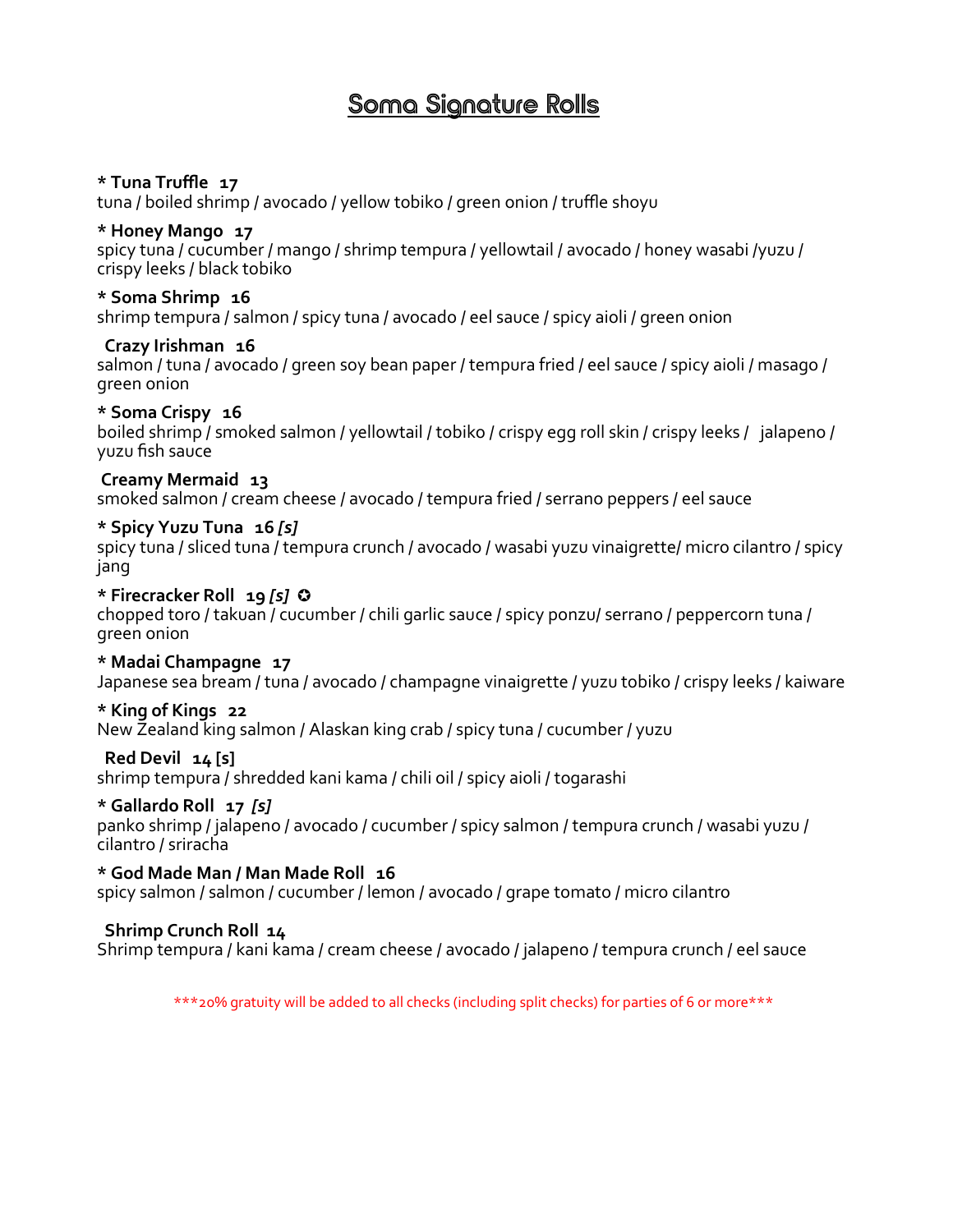# Soma Signature Rolls

**\* Tuna Truffle 17**
tuna / boiled shrimp / avocado / yellow tobiko / green onion / truffle shoyu

**\* Honey Mango 17**
spicy tuna / cucumber / mango / shrimp tempura / yellowtail / avocado / honey wasabi /yuzu / crispy leeks / black tobiko

**\* Soma Shrimp 16**
shrimp tempura / salmon / spicy tuna / avocado / eel sauce / spicy aioli / green onion

**Crazy Irishman 16**
salmon / tuna / avocado / green soy bean paper / tempura fried / eel sauce / spicy aioli / masago / green onion

**\* Soma Crispy 16**
boiled shrimp / smoked salmon / yellowtail / tobiko / crispy egg roll skin / crispy leeks / jalapeno / yuzu fish sauce

**Creamy Mermaid 13**
smoked salmon / cream cheese / avocado / tempura fried / serrano peppers / eel sauce

**\* Spicy Yuzu Tuna 16** ***[s]***
spicy tuna / sliced tuna / tempura crunch / avocado / wasabi yuzu vinaigrette/ micro cilantro / spicy jang

**\* Firecracker Roll 19** ***[s]*** ✪
chopped toro / takuan / cucumber / chili garlic sauce / spicy ponzu/ serrano / peppercorn tuna / green onion

**\* Madai Champagne 17**
Japanese sea bream / tuna / avocado / champagne vinaigrette / yuzu tobiko / crispy leeks / kaiware

**\* King of Kings 22**
New Zealand king salmon / Alaskan king crab / spicy tuna / cucumber / yuzu

**Red Devil 14 [s]**
shrimp tempura / shredded kani kama / chili oil / spicy aioli / togarashi

**\* Gallardo Roll 17** ***[s]***
panko shrimp / jalapeno / avocado / cucumber / spicy salmon / tempura crunch / wasabi yuzu / cilantro / sriracha

**\* God Made Man / Man Made Roll 16**
spicy salmon / salmon / cucumber / lemon / avocado / grape tomato / micro cilantro

**Shrimp Crunch Roll 14**
Shrimp tempura / kani kama / cream cheese / avocado / jalapeno / tempura crunch / eel sauce

\*\*\*20% gratuity will be added to all checks (including split checks) for parties of 6 or more\*\*\*